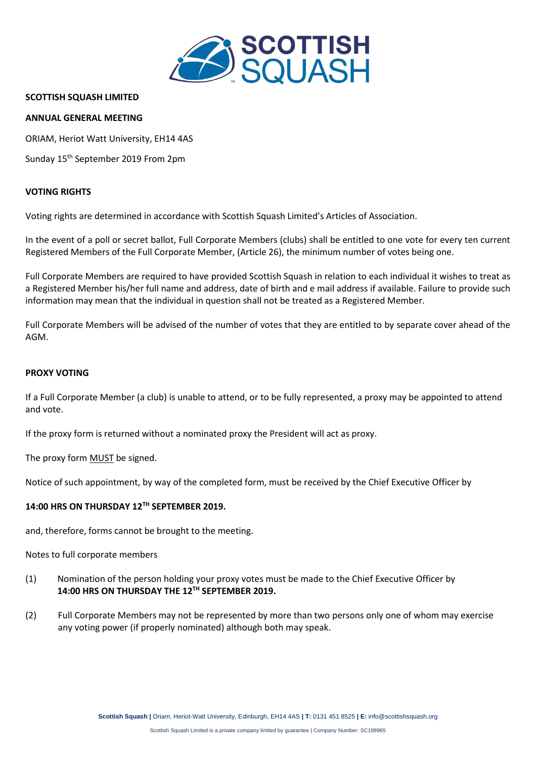**SCOTTISH SQUASH LIMITED**

**ANNUAL GENERAL MEETING**

ORIAM, Heriot Watt University, EH14 4AS

Sunday 15th September 2019 From 2pm

**VOTING RIGHTS**

Voting rights are determined in accordance with Scottish Squash Limited's Articles of Association.

In the event of a poll or secret ballot, Full Corporate Members (clubs) shall be entitled to one vote for every ten current Registered Members of the Full Corporate Member, (Article 26), the minimum number of votes being one.

Full Corporate Members are required to have provided Scottish Squash in relation to each individual it wishes to treat as a Registered Member his/her full name and address, date of birth and e mail address if available. Failure to provide such information may mean that the individual in question shall not be treated as a Registered Member.

Full Corporate Members will be advised of the number of votes that they are entitled to by separate cover ahead of the AGM.

**PROXY VOTING**

If a Full Corporate Member (a club) is unable to attend, or to be fully represented, a proxy may be appointed to attend and vote.

If the proxy form is returned without a nominated proxy the President will act as proxy.

The proxy form MUST be signed.

Notice of such appointment, by way of the completed form, must be received by the Chief Executive Officer by

**14:00 HRS ON THURSDAY 12TH SEPTEMBER 2019.**

and, therefore, forms cannot be brought to the meeting.

Notes to full corporate members

(1) Nomination of the person holding your proxy votes must be made to the Chief Executive Officer by **14:00 HRS ON THURSDAY THE 12TH SEPTEMBER 2019.**

(2) Full Corporate Members may not be represented by more than two persons only one of whom may exercise any voting power (if properly nominated) although both may speak.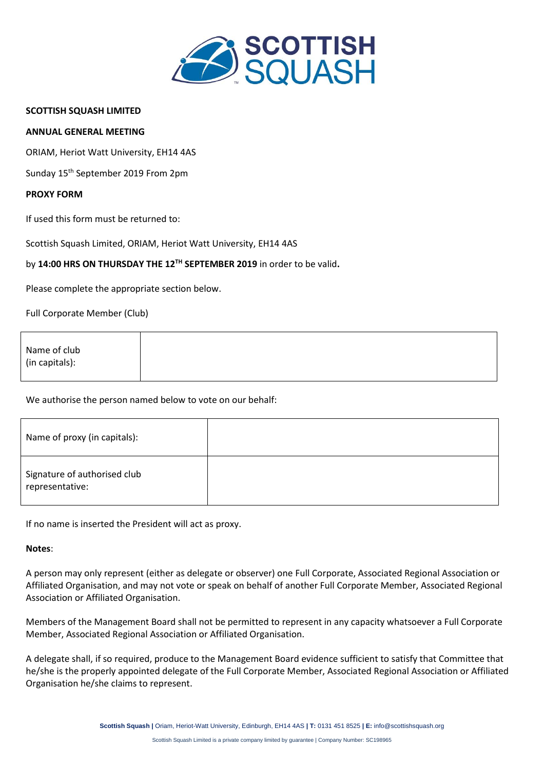**SCOTTISH SQUASH LIMITED**

**ANNUAL GENERAL MEETING**

ORIAM, Heriot Watt University, EH14 4AS

Sunday 15th September 2019 From 2pm

**PROXY FORM**

If used this form must be returned to:

Scottish Squash Limited, ORIAM, Heriot Watt University, EH14 4AS

by **14:00 HRS ON THURSDAY THE 12TH SEPTEMBER 2019** in order to be valid**.**

Please complete the appropriate section below.

Full Corporate Member (Club)

| Name of club (in capitals): | |
|---|---|

We authorise the person named below to vote on our behalf:

| Name of proxy (in capitals): | |
|---|---|
| Signature of authorised club representative: | |

If no name is inserted the President will act as proxy.

**Notes**:

A person may only represent (either as delegate or observer) one Full Corporate, Associated Regional Association or Affiliated Organisation, and may not vote or speak on behalf of another Full Corporate Member, Associated Regional Association or Affiliated Organisation.

Members of the Management Board shall not be permitted to represent in any capacity whatsoever a Full Corporate Member, Associated Regional Association or Affiliated Organisation.

A delegate shall, if so required, produce to the Management Board evidence sufficient to satisfy that Committee that he/she is the properly appointed delegate of the Full Corporate Member, Associated Regional Association or Affiliated Organisation he/she claims to represent.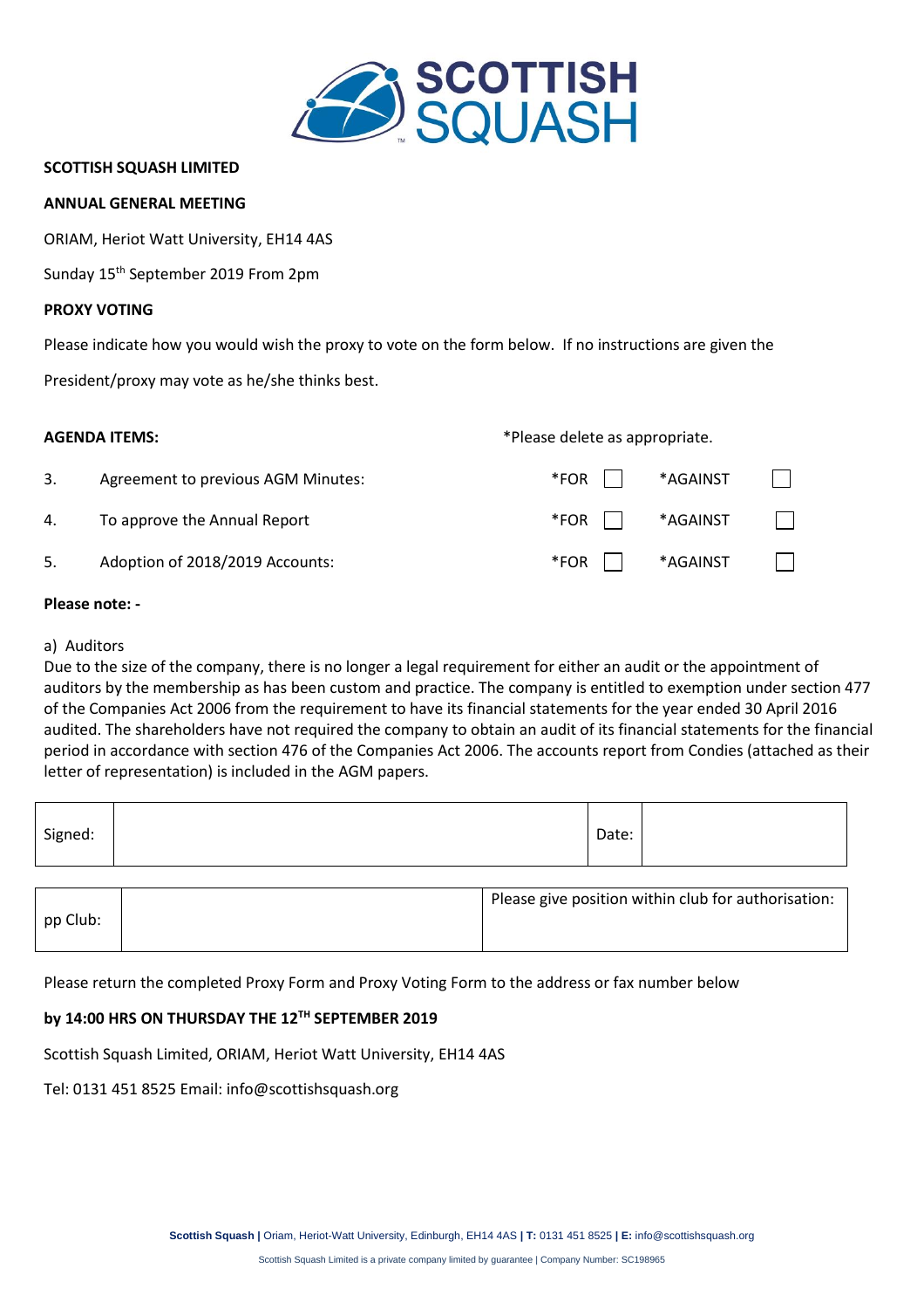**SCOTTISH SQUASH LIMITED**

**ANNUAL GENERAL MEETING**

ORIAM, Heriot Watt University, EH14 4AS

Sunday 15th September 2019 From 2pm

**PROXY VOTING**

Please indicate how you would wish the proxy to vote on the form below. If no instructions are given the President/proxy may vote as he/she thinks best.

**AGENDA ITEMS:** *Please delete as appropriate.

| | | | |
|---|---|---|---|
| 3. | Agreement to previous AGM Minutes: | *FOR ☐ | *AGAINST ☐ |
| 4. | To approve the Annual Report | *FOR ☐ | *AGAINST ☐ |
| 5. | Adoption of 2018/2019 Accounts: | *FOR ☐ | *AGAINST ☐ |

**Please note: -**

a) Auditors
Due to the size of the company, there is no longer a legal requirement for either an audit or the appointment of auditors by the membership as has been custom and practice. The company is entitled to exemption under section 477 of the Companies Act 2006 from the requirement to have its financial statements for the year ended 30 April 2016 audited. The shareholders have not required the company to obtain an audit of its financial statements for the financial period in accordance with section 476 of the Companies Act 2006. The accounts report from Condies (attached as their letter of representation) is included in the AGM papers.

| | | | |
|---|---|---|---|
| Signed: | | Date: | |

| | | |
|---|---|---|
| pp Club: | | Please give position within club for authorisation: |

Please return the completed Proxy Form and Proxy Voting Form to the address or fax number below

**by 14:00 HRS ON THURSDAY THE 12TH SEPTEMBER 2019**

Scottish Squash Limited, ORIAM, Heriot Watt University, EH14 4AS

Tel: 0131 451 8525 Email: info@scottishsquash.org